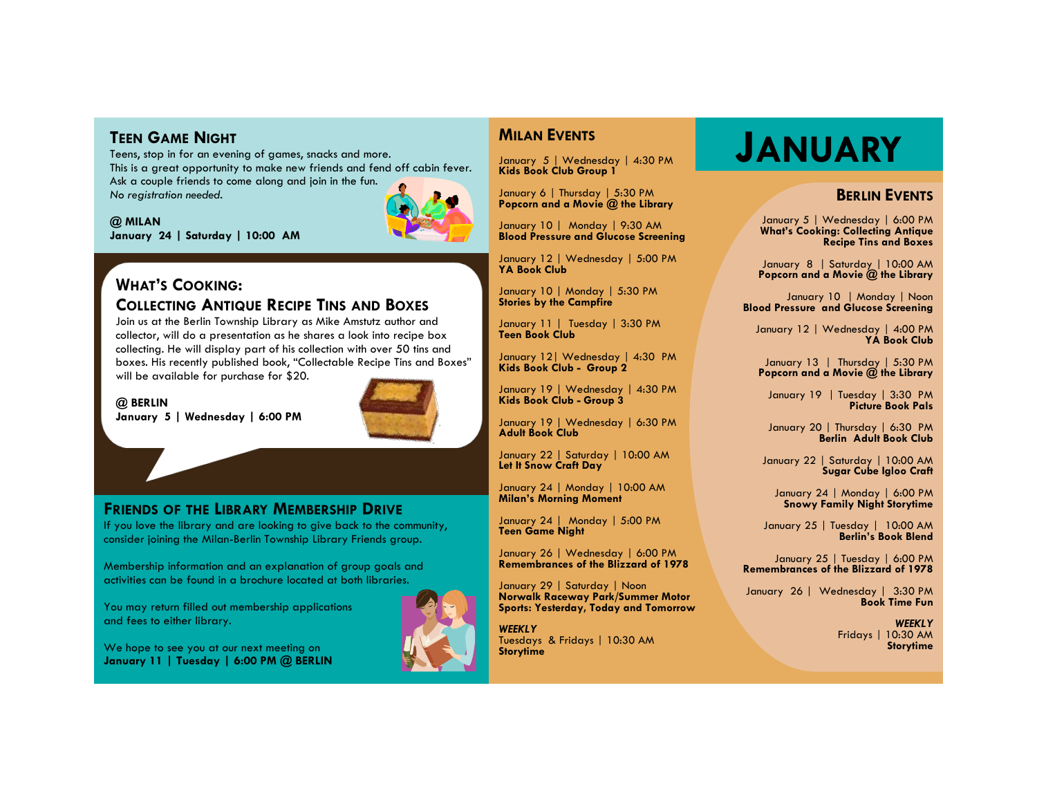## Teen Game Night

Teens, stop in for an evening of games, snacks and more. This is a great opportunity to make new friends and fend off cabin fever. Ask a couple friends to come along and join in the fun. *No registration needed.*

**@ MILAN**
**January 24 | Saturday | 10:00 AM**

## What's Cooking: Collecting Antique Recipe Tins and Boxes

Join us at the Berlin Township Library as Mike Amstutz author and collector, will do a presentation as he shares a look into recipe box collecting. He will display part of his collection with over 50 tins and boxes. His recently published book, "Collectable Recipe Tins and Boxes" will be available for purchase for $20.

**@ BERLIN**
**January 5 | Wednesday | 6:00 PM**

## Friends of the Library Membership Drive

If you love the library and are looking to give back to the community, consider joining the Milan-Berlin Township Library Friends group.

Membership information and an explanation of group goals and activities can be found in a brochure located at both libraries.

You may return filled out membership applications and fees to either library.

We hope to see you at our next meeting on
**January 11 | Tuesday | 6:00 PM @ BERLIN**

## Milan Events

January 5 | Wednesday | 4:30 PM
**Kids Book Club Group 1**

January 6 | Thursday | 5:30 PM
**Popcorn and a Movie @ the Library**

January 10 | Monday | 9:30 AM
**Blood Pressure and Glucose Screening**

January 12 | Wednesday | 5:00 PM
**YA Book Club**

January 10 | Monday | 5:30 PM
**Stories by the Campfire**

January 11 | Tuesday | 3:30 PM
**Teen Book Club**

January 12| Wednesday | 4:30 PM
**Kids Book Club - Group 2**

January 19 | Wednesday | 4:30 PM
**Kids Book Club - Group 3**

January 19 | Wednesday | 6:30 PM
**Adult Book Club**

January 22 | Saturday | 10:00 AM
**Let It Snow Craft Day**

January 24 | Monday | 10:00 AM
**Milan's Morning Moment**

January 24 | Monday | 5:00 PM
**Teen Game Night**

January 26 | Wednesday | 6:00 PM
**Remembrances of the Blizzard of 1978**

January 29 | Saturday | Noon
**Norwalk Raceway Park/Summer Motor Sports: Yesterday, Today and Tomorrow**

***WEEKLY***
Tuesdays & Fridays | 10:30 AM
**Storytime**

# January

## Berlin Events

January 5 | Wednesday | 6:00 PM
**What's Cooking: Collecting Antique Recipe Tins and Boxes**

January 8 | Saturday | 10:00 AM
**Popcorn and a Movie @ the Library**

January 10 | Monday | Noon
**Blood Pressure and Glucose Screening**

January 12 | Wednesday | 4:00 PM
**YA Book Club**

January 13 | Thursday | 5:30 PM
**Popcorn and a Movie @ the Library**

January 19 | Tuesday | 3:30 PM
**Picture Book Pals**

January 20 | Thursday | 6:30 PM
**Berlin Adult Book Club**

January 22 | Saturday | 10:00 AM
**Sugar Cube Igloo Craft**

January 24 | Monday | 6:00 PM
**Snowy Family Night Storytime**

January 25 | Tuesday | 10:00 AM
**Berlin's Book Blend**

January 25 | Tuesday | 6:00 PM
**Remembrances of the Blizzard of 1978**

January 26 | Wednesday | 3:30 PM
**Book Time Fun**

***WEEKLY***
Fridays | 10:30 AM
**Storytime**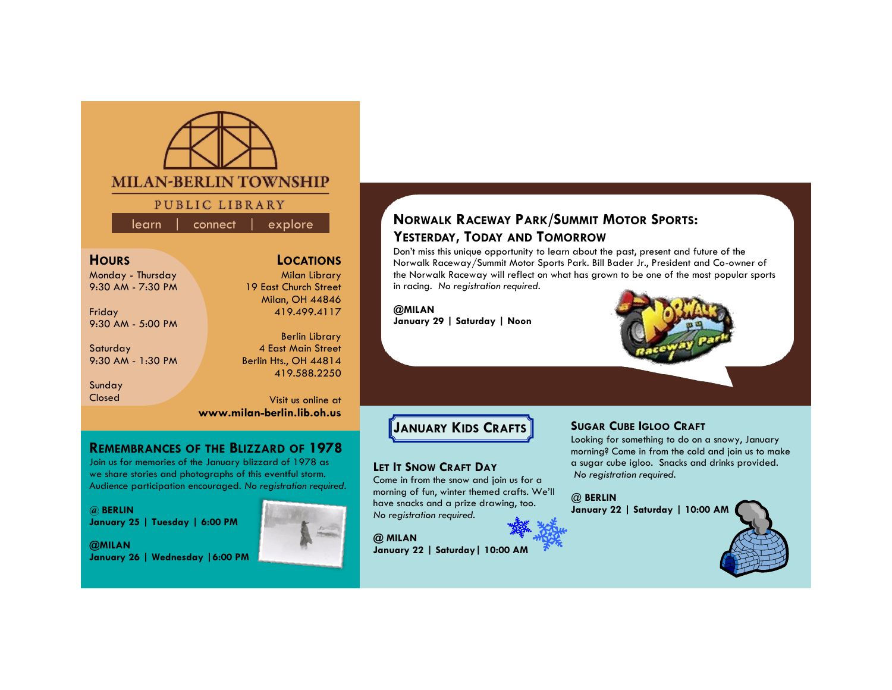MILAN-BERLIN TOWNSHIP

PUBLIC LIBRARY

learn | connect | explore

## Hours

Monday - Thursday
9:30 AM - 7:30 PM

Friday
9:30 AM - 5:00 PM

Saturday
9:30 AM - 1:30 PM

Sunday
Closed

## Locations

Milan Library
19 East Church Street
Milan, OH 44846
419.499.4117

Berlin Library
4 East Main Street
Berlin Hts., OH 44814
419.588.2250

Visit us online at
**www.milan-berlin.lib.oh.us**

## Remembrances of the Blizzard of 1978

Join us for memories of the January blizzard of 1978 as we share stories and photographs of this eventful storm. Audience participation encouraged. *No registration required.*

**@ BERLIN**
**January 25 | Tuesday | 6:00 PM**

**@MILAN**
**January 26 | Wednesday |6:00 PM**

## Norwalk Raceway Park/Summit Motor Sports: Yesterday, Today and Tomorrow

Don't miss this unique opportunity to learn about the past, present and future of the Norwalk Raceway/Summit Motor Sports Park. Bill Bader Jr., President and Co-owner of the Norwalk Raceway will reflect on what has grown to be one of the most popular sports in racing. *No registration required.*

**@MILAN**
**January 29 | Saturday | Noon**

## January Kids Crafts

### Let It Snow Craft Day

Come in from the snow and join us for a morning of fun, winter themed crafts. We'll have snacks and a prize drawing, too.
*No registration required.*

**@ MILAN**
**January 22 | Saturday| 10:00 AM**

### Sugar Cube Igloo Craft

Looking for something to do on a snowy, January morning? Come in from the cold and join us to make a sugar cube igloo. Snacks and drinks provided.
*No registration required.*

**@ BERLIN**
**January 22 | Saturday | 10:00 AM**